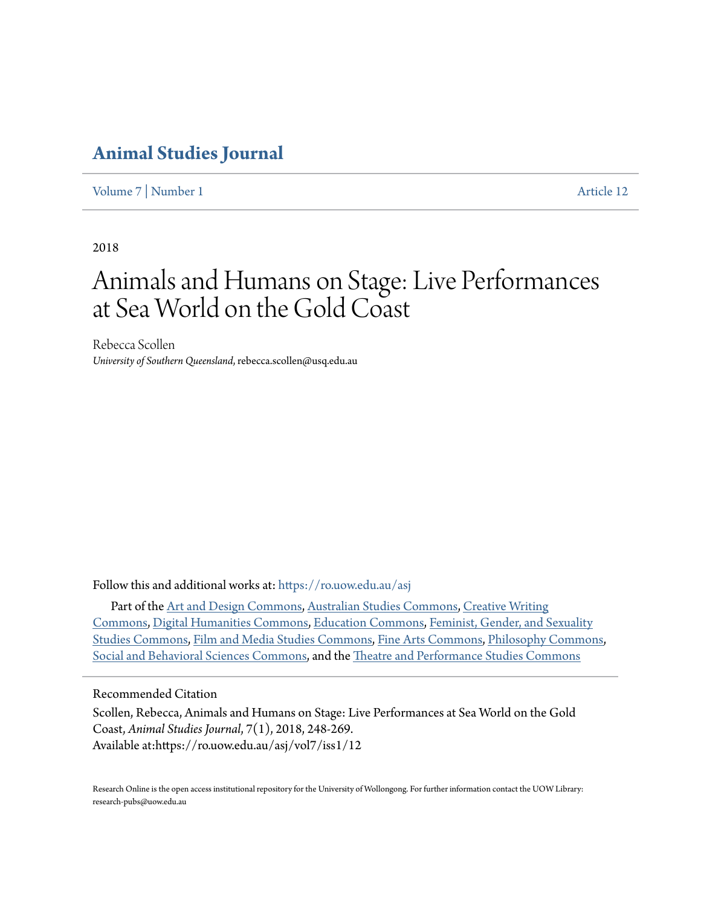# Animal Studies Journal

Volume 7 | Number 1 Article 12

2018

# Animals and Humans on Stage: Live Performances at Sea World on the Gold Coast

Rebecca Scollen
*University of Southern Queensland*, rebecca.scollen@usq.edu.au

Follow this and additional works at: https://ro.uow.edu.au/asj

Part of the Art and Design Commons, Australian Studies Commons, Creative Writing Commons, Digital Humanities Commons, Education Commons, Feminist, Gender, and Sexuality Studies Commons, Film and Media Studies Commons, Fine Arts Commons, Philosophy Commons, Social and Behavioral Sciences Commons, and the Theatre and Performance Studies Commons

Recommended Citation

Scollen, Rebecca, Animals and Humans on Stage: Live Performances at Sea World on the Gold Coast, *Animal Studies Journal*, 7(1), 2018, 248-269.
Available at:https://ro.uow.edu.au/asj/vol7/iss1/12

Research Online is the open access institutional repository for the University of Wollongong. For further information contact the UOW Library: research-pubs@uow.edu.au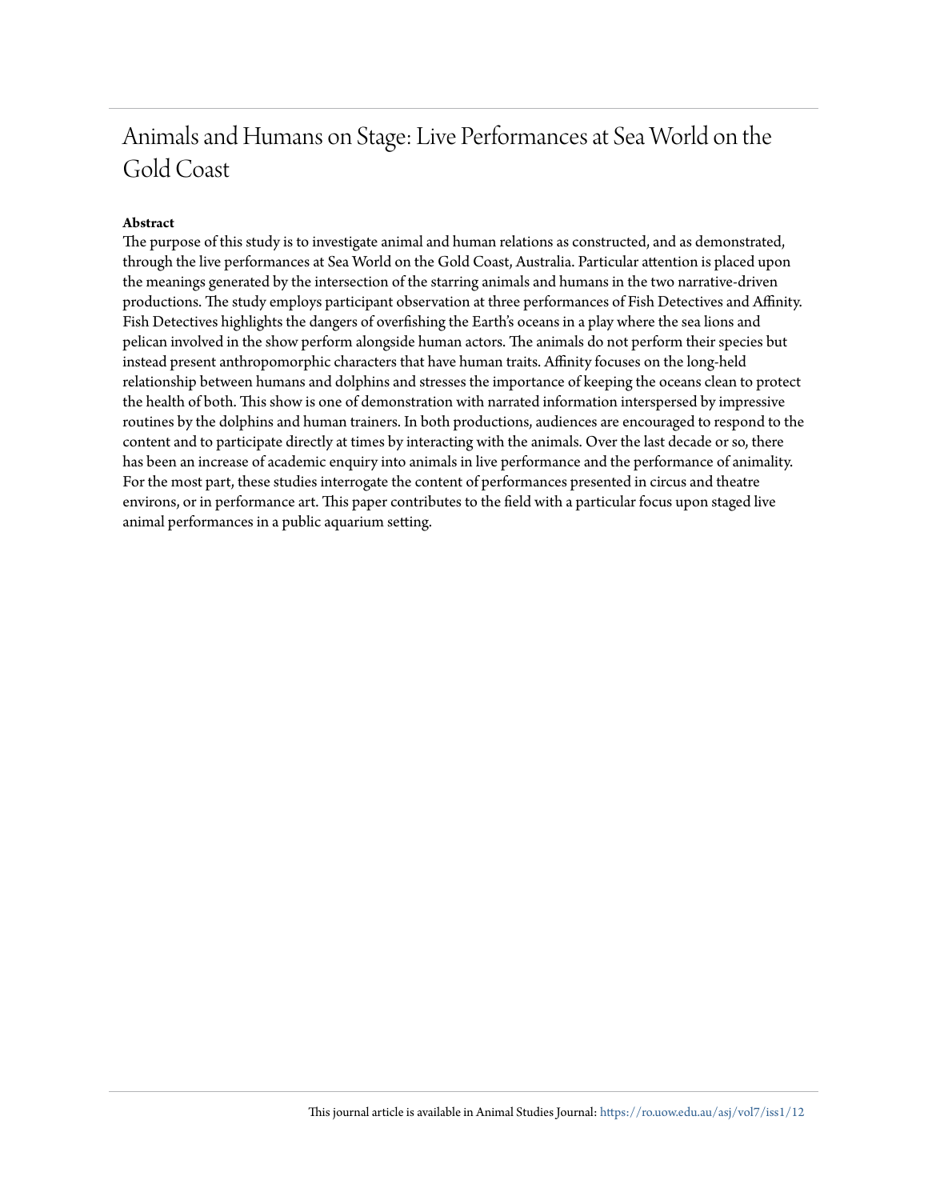# Animals and Humans on Stage: Live Performances at Sea World on the Gold Coast

**Abstract**

The purpose of this study is to investigate animal and human relations as constructed, and as demonstrated, through the live performances at Sea World on the Gold Coast, Australia. Particular attention is placed upon the meanings generated by the intersection of the starring animals and humans in the two narrative-driven productions. The study employs participant observation at three performances of Fish Detectives and Affinity. Fish Detectives highlights the dangers of overfishing the Earth's oceans in a play where the sea lions and pelican involved in the show perform alongside human actors. The animals do not perform their species but instead present anthropomorphic characters that have human traits. Affinity focuses on the long-held relationship between humans and dolphins and stresses the importance of keeping the oceans clean to protect the health of both. This show is one of demonstration with narrated information interspersed by impressive routines by the dolphins and human trainers. In both productions, audiences are encouraged to respond to the content and to participate directly at times by interacting with the animals. Over the last decade or so, there has been an increase of academic enquiry into animals in live performance and the performance of animality. For the most part, these studies interrogate the content of performances presented in circus and theatre environs, or in performance art. This paper contributes to the field with a particular focus upon staged live animal performances in a public aquarium setting.

This journal article is available in Animal Studies Journal: https://ro.uow.edu.au/asj/vol7/iss1/12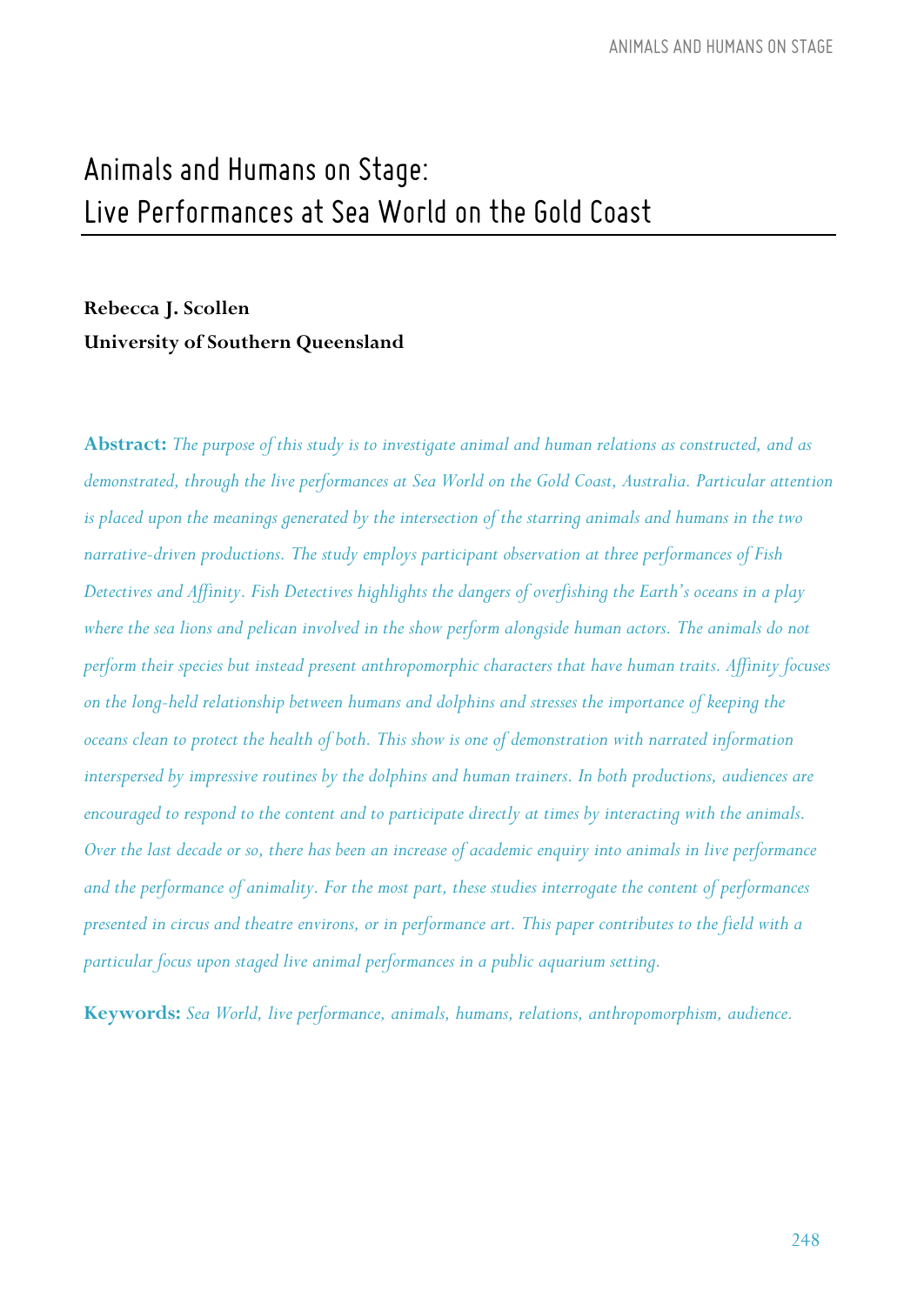# Animals and Humans on Stage: Live Performances at Sea World on the Gold Coast

**Rebecca J. Scollen**
**University of Southern Queensland**

**Abstract:** *The purpose of this study is to investigate animal and human relations as constructed, and as demonstrated, through the live performances at Sea World on the Gold Coast, Australia. Particular attention is placed upon the meanings generated by the intersection of the starring animals and humans in the two narrative-driven productions. The study employs participant observation at three performances of Fish Detectives and Affinity. Fish Detectives highlights the dangers of overfishing the Earth's oceans in a play where the sea lions and pelican involved in the show perform alongside human actors. The animals do not perform their species but instead present anthropomorphic characters that have human traits. Affinity focuses on the long-held relationship between humans and dolphins and stresses the importance of keeping the oceans clean to protect the health of both. This show is one of demonstration with narrated information interspersed by impressive routines by the dolphins and human trainers. In both productions, audiences are encouraged to respond to the content and to participate directly at times by interacting with the animals. Over the last decade or so, there has been an increase of academic enquiry into animals in live performance and the performance of animality. For the most part, these studies interrogate the content of performances presented in circus and theatre environs, or in performance art. This paper contributes to the field with a particular focus upon staged live animal performances in a public aquarium setting.*

**Keywords:** *Sea World, live performance, animals, humans, relations, anthropomorphism, audience.*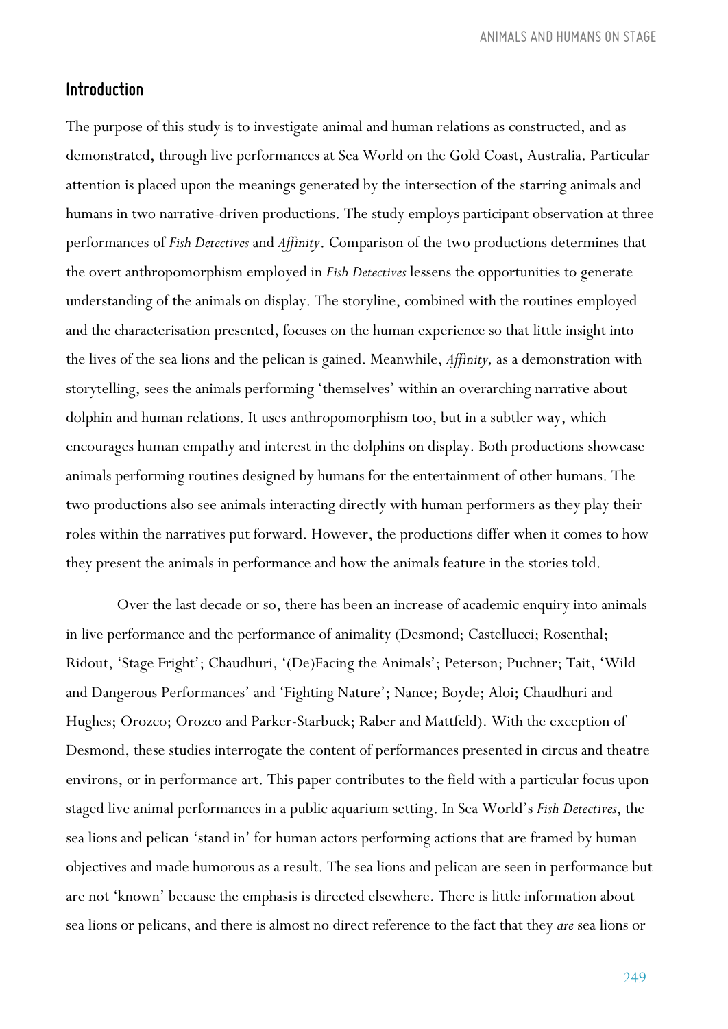## Introduction

The purpose of this study is to investigate animal and human relations as constructed, and as demonstrated, through live performances at Sea World on the Gold Coast, Australia. Particular attention is placed upon the meanings generated by the intersection of the starring animals and humans in two narrative-driven productions. The study employs participant observation at three performances of *Fish Detectives* and *Affinity*. Comparison of the two productions determines that the overt anthropomorphism employed in *Fish Detectives* lessens the opportunities to generate understanding of the animals on display. The storyline, combined with the routines employed and the characterisation presented, focuses on the human experience so that little insight into the lives of the sea lions and the pelican is gained. Meanwhile, *Affinity,* as a demonstration with storytelling, sees the animals performing 'themselves' within an overarching narrative about dolphin and human relations. It uses anthropomorphism too, but in a subtler way, which encourages human empathy and interest in the dolphins on display. Both productions showcase animals performing routines designed by humans for the entertainment of other humans. The two productions also see animals interacting directly with human performers as they play their roles within the narratives put forward. However, the productions differ when it comes to how they present the animals in performance and how the animals feature in the stories told.

Over the last decade or so, there has been an increase of academic enquiry into animals in live performance and the performance of animality (Desmond; Castellucci; Rosenthal; Ridout, 'Stage Fright'; Chaudhuri, '(De)Facing the Animals'; Peterson; Puchner; Tait, 'Wild and Dangerous Performances' and 'Fighting Nature'; Nance; Boyde; Aloi; Chaudhuri and Hughes; Orozco; Orozco and Parker-Starbuck; Raber and Mattfeld). With the exception of Desmond, these studies interrogate the content of performances presented in circus and theatre environs, or in performance art. This paper contributes to the field with a particular focus upon staged live animal performances in a public aquarium setting. In Sea World's *Fish Detectives*, the sea lions and pelican 'stand in' for human actors performing actions that are framed by human objectives and made humorous as a result. The sea lions and pelican are seen in performance but are not 'known' because the emphasis is directed elsewhere. There is little information about sea lions or pelicans, and there is almost no direct reference to the fact that they *are* sea lions or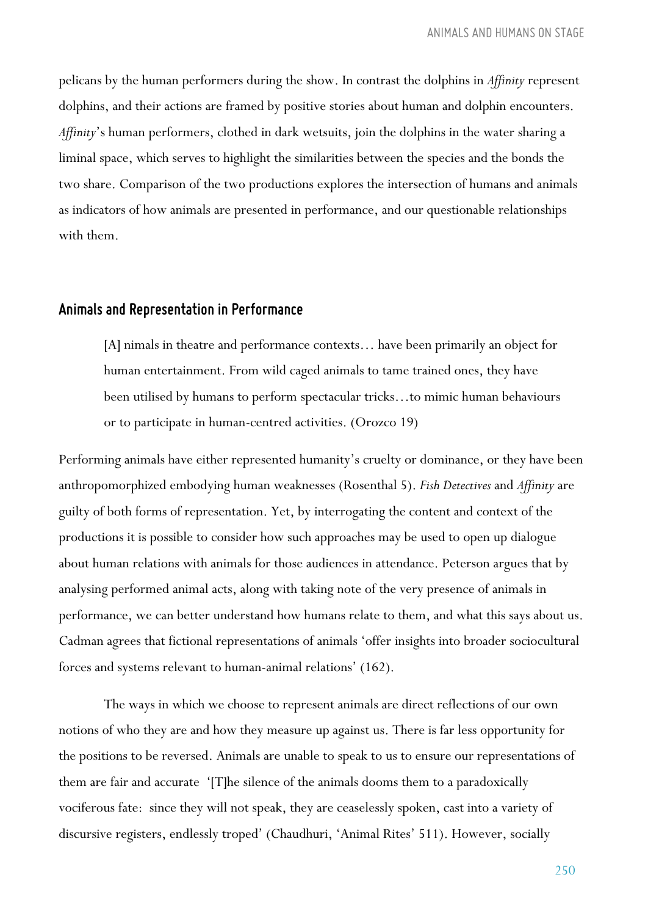pelicans by the human performers during the show. In contrast the dolphins in *Affinity* represent dolphins, and their actions are framed by positive stories about human and dolphin encounters. *Affinity*'s human performers, clothed in dark wetsuits, join the dolphins in the water sharing a liminal space, which serves to highlight the similarities between the species and the bonds the two share. Comparison of the two productions explores the intersection of humans and animals as indicators of how animals are presented in performance, and our questionable relationships with them.

## Animals and Representation in Performance

> [A] nimals in theatre and performance contexts… have been primarily an object for human entertainment. From wild caged animals to tame trained ones, they have been utilised by humans to perform spectacular tricks…to mimic human behaviours or to participate in human-centred activities. (Orozco 19)

Performing animals have either represented humanity's cruelty or dominance, or they have been anthropomorphized embodying human weaknesses (Rosenthal 5). *Fish Detectives* and *Affinity* are guilty of both forms of representation. Yet, by interrogating the content and context of the productions it is possible to consider how such approaches may be used to open up dialogue about human relations with animals for those audiences in attendance. Peterson argues that by analysing performed animal acts, along with taking note of the very presence of animals in performance, we can better understand how humans relate to them, and what this says about us. Cadman agrees that fictional representations of animals 'offer insights into broader sociocultural forces and systems relevant to human-animal relations' (162).

The ways in which we choose to represent animals are direct reflections of our own notions of who they are and how they measure up against us. There is far less opportunity for the positions to be reversed. Animals are unable to speak to us to ensure our representations of them are fair and accurate '[T]he silence of the animals dooms them to a paradoxically vociferous fate: since they will not speak, they are ceaselessly spoken, cast into a variety of discursive registers, endlessly troped' (Chaudhuri, 'Animal Rites' 511). However, socially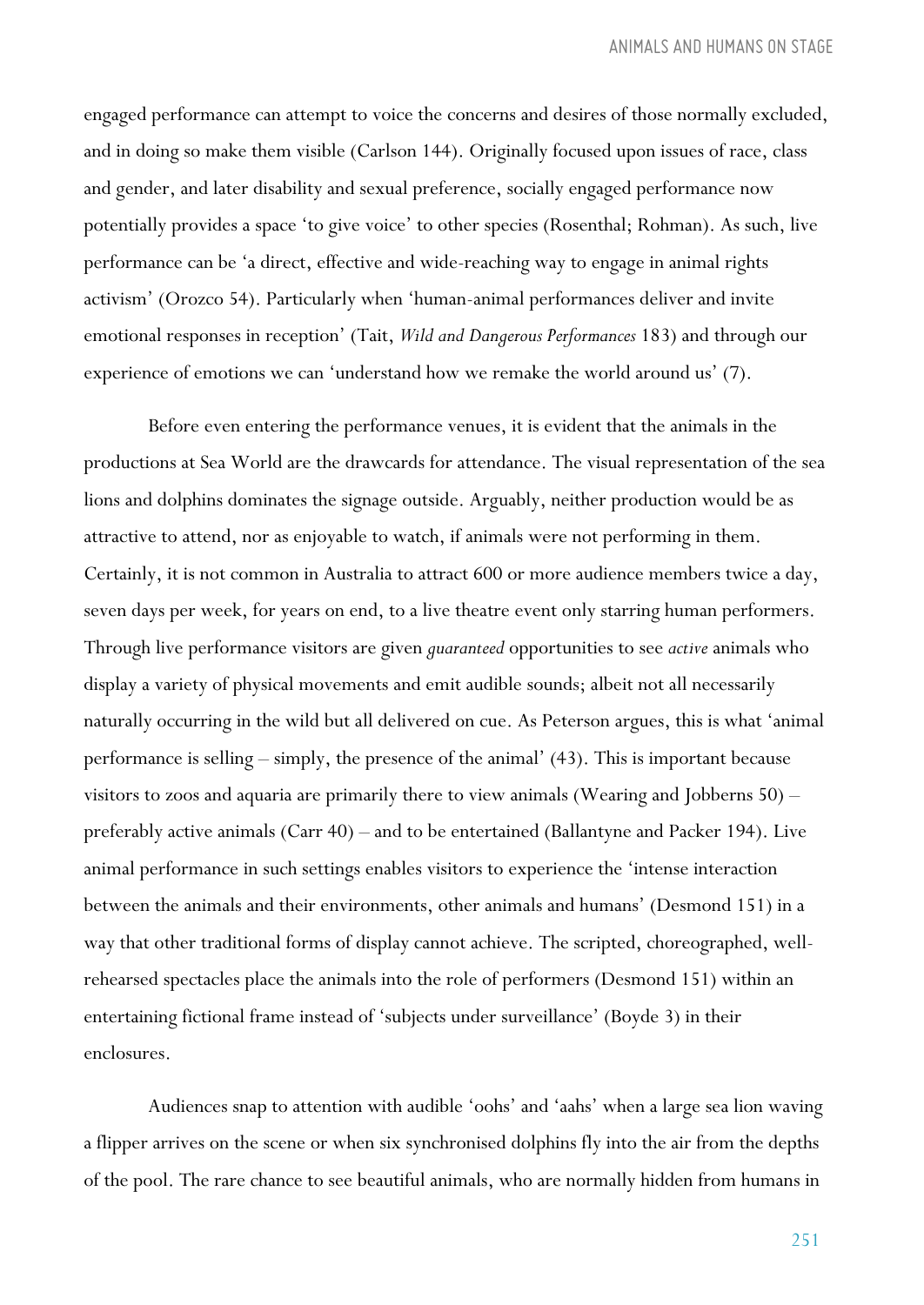engaged performance can attempt to voice the concerns and desires of those normally excluded, and in doing so make them visible (Carlson 144). Originally focused upon issues of race, class and gender, and later disability and sexual preference, socially engaged performance now potentially provides a space 'to give voice' to other species (Rosenthal; Rohman). As such, live performance can be 'a direct, effective and wide-reaching way to engage in animal rights activism' (Orozco 54). Particularly when 'human-animal performances deliver and invite emotional responses in reception' (Tait, *Wild and Dangerous Performances* 183) and through our experience of emotions we can 'understand how we remake the world around us' (7).

Before even entering the performance venues, it is evident that the animals in the productions at Sea World are the drawcards for attendance. The visual representation of the sea lions and dolphins dominates the signage outside. Arguably, neither production would be as attractive to attend, nor as enjoyable to watch, if animals were not performing in them. Certainly, it is not common in Australia to attract 600 or more audience members twice a day, seven days per week, for years on end, to a live theatre event only starring human performers. Through live performance visitors are given *guaranteed* opportunities to see *active* animals who display a variety of physical movements and emit audible sounds; albeit not all necessarily naturally occurring in the wild but all delivered on cue. As Peterson argues, this is what 'animal performance is selling – simply, the presence of the animal' (43). This is important because visitors to zoos and aquaria are primarily there to view animals (Wearing and Jobberns 50) – preferably active animals (Carr 40) – and to be entertained (Ballantyne and Packer 194). Live animal performance in such settings enables visitors to experience the 'intense interaction between the animals and their environments, other animals and humans' (Desmond 151) in a way that other traditional forms of display cannot achieve. The scripted, choreographed, well-rehearsed spectacles place the animals into the role of performers (Desmond 151) within an entertaining fictional frame instead of 'subjects under surveillance' (Boyde 3) in their enclosures.

Audiences snap to attention with audible 'oohs' and 'aahs' when a large sea lion waving a flipper arrives on the scene or when six synchronised dolphins fly into the air from the depths of the pool. The rare chance to see beautiful animals, who are normally hidden from humans in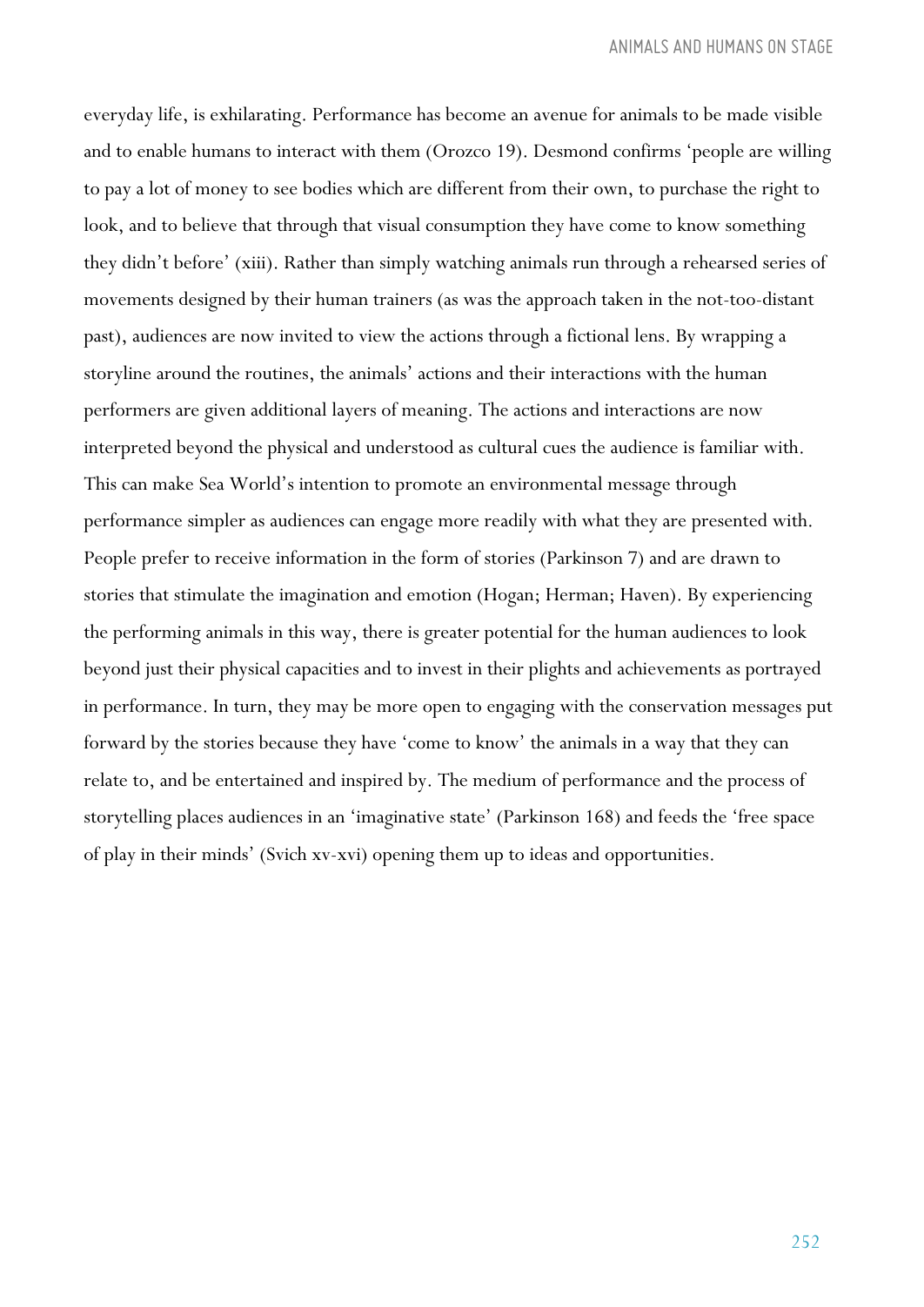everyday life, is exhilarating. Performance has become an avenue for animals to be made visible and to enable humans to interact with them (Orozco 19). Desmond confirms 'people are willing to pay a lot of money to see bodies which are different from their own, to purchase the right to look, and to believe that through that visual consumption they have come to know something they didn't before' (xiii). Rather than simply watching animals run through a rehearsed series of movements designed by their human trainers (as was the approach taken in the not-too-distant past), audiences are now invited to view the actions through a fictional lens. By wrapping a storyline around the routines, the animals' actions and their interactions with the human performers are given additional layers of meaning. The actions and interactions are now interpreted beyond the physical and understood as cultural cues the audience is familiar with. This can make Sea World's intention to promote an environmental message through performance simpler as audiences can engage more readily with what they are presented with. People prefer to receive information in the form of stories (Parkinson 7) and are drawn to stories that stimulate the imagination and emotion (Hogan; Herman; Haven). By experiencing the performing animals in this way, there is greater potential for the human audiences to look beyond just their physical capacities and to invest in their plights and achievements as portrayed in performance. In turn, they may be more open to engaging with the conservation messages put forward by the stories because they have 'come to know' the animals in a way that they can relate to, and be entertained and inspired by. The medium of performance and the process of storytelling places audiences in an 'imaginative state' (Parkinson 168) and feeds the 'free space of play in their minds' (Svich xv-xvi) opening them up to ideas and opportunities.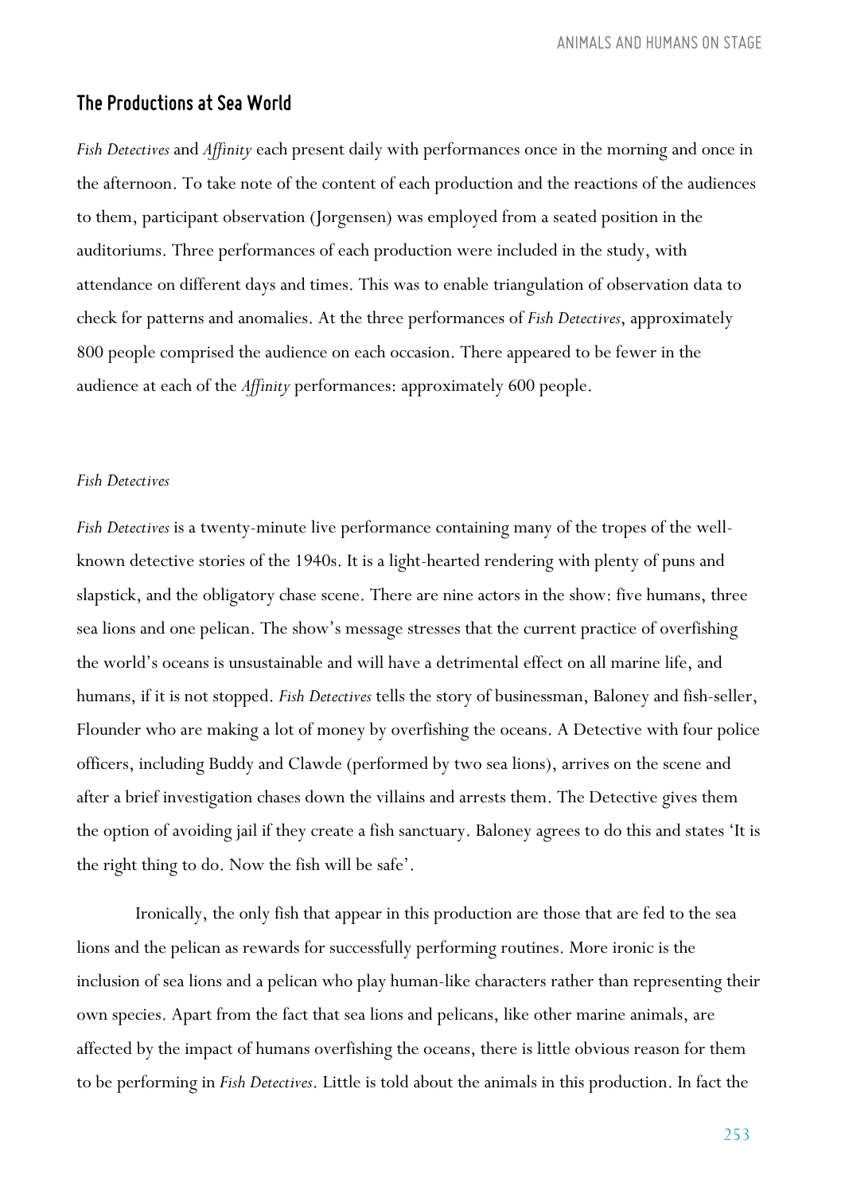## The Productions at Sea World

*Fish Detectives* and *Affinity* each present daily with performances once in the morning and once in the afternoon. To take note of the content of each production and the reactions of the audiences to them, participant observation (Jorgensen) was employed from a seated position in the auditoriums. Three performances of each production were included in the study, with attendance on different days and times. This was to enable triangulation of observation data to check for patterns and anomalies. At the three performances of *Fish Detectives*, approximately 800 people comprised the audience on each occasion. There appeared to be fewer in the audience at each of the *Affinity* performances: approximately 600 people.

### *Fish Detectives*

*Fish Detectives* is a twenty-minute live performance containing many of the tropes of the well-known detective stories of the 1940s. It is a light-hearted rendering with plenty of puns and slapstick, and the obligatory chase scene. There are nine actors in the show: five humans, three sea lions and one pelican. The show's message stresses that the current practice of overfishing the world's oceans is unsustainable and will have a detrimental effect on all marine life, and humans, if it is not stopped. *Fish Detectives* tells the story of businessman, Baloney and fish-seller, Flounder who are making a lot of money by overfishing the oceans. A Detective with four police officers, including Buddy and Clawde (performed by two sea lions), arrives on the scene and after a brief investigation chases down the villains and arrests them. The Detective gives them the option of avoiding jail if they create a fish sanctuary. Baloney agrees to do this and states 'It is the right thing to do. Now the fish will be safe'.

Ironically, the only fish that appear in this production are those that are fed to the sea lions and the pelican as rewards for successfully performing routines. More ironic is the inclusion of sea lions and a pelican who play human-like characters rather than representing their own species. Apart from the fact that sea lions and pelicans, like other marine animals, are affected by the impact of humans overfishing the oceans, there is little obvious reason for them to be performing in *Fish Detectives*. Little is told about the animals in this production. In fact the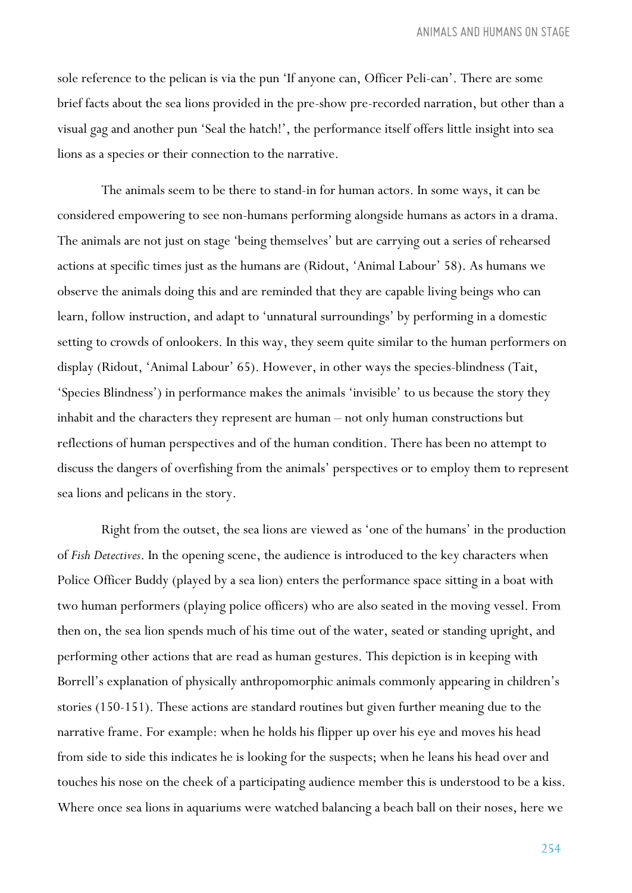sole reference to the pelican is via the pun 'If anyone can, Officer Peli-can'. There are some brief facts about the sea lions provided in the pre-show pre-recorded narration, but other than a visual gag and another pun 'Seal the hatch!', the performance itself offers little insight into sea lions as a species or their connection to the narrative.

The animals seem to be there to stand-in for human actors. In some ways, it can be considered empowering to see non-humans performing alongside humans as actors in a drama. The animals are not just on stage 'being themselves' but are carrying out a series of rehearsed actions at specific times just as the humans are (Ridout, 'Animal Labour' 58). As humans we observe the animals doing this and are reminded that they are capable living beings who can learn, follow instruction, and adapt to 'unnatural surroundings' by performing in a domestic setting to crowds of onlookers. In this way, they seem quite similar to the human performers on display (Ridout, 'Animal Labour' 65). However, in other ways the species-blindness (Tait, 'Species Blindness') in performance makes the animals 'invisible' to us because the story they inhabit and the characters they represent are human – not only human constructions but reflections of human perspectives and of the human condition. There has been no attempt to discuss the dangers of overfishing from the animals' perspectives or to employ them to represent sea lions and pelicans in the story.

Right from the outset, the sea lions are viewed as 'one of the humans' in the production of *Fish Detectives*. In the opening scene, the audience is introduced to the key characters when Police Officer Buddy (played by a sea lion) enters the performance space sitting in a boat with two human performers (playing police officers) who are also seated in the moving vessel. From then on, the sea lion spends much of his time out of the water, seated or standing upright, and performing other actions that are read as human gestures. This depiction is in keeping with Borrell's explanation of physically anthropomorphic animals commonly appearing in children's stories (150-151). These actions are standard routines but given further meaning due to the narrative frame. For example: when he holds his flipper up over his eye and moves his head from side to side this indicates he is looking for the suspects; when he leans his head over and touches his nose on the cheek of a participating audience member this is understood to be a kiss. Where once sea lions in aquariums were watched balancing a beach ball on their noses, here we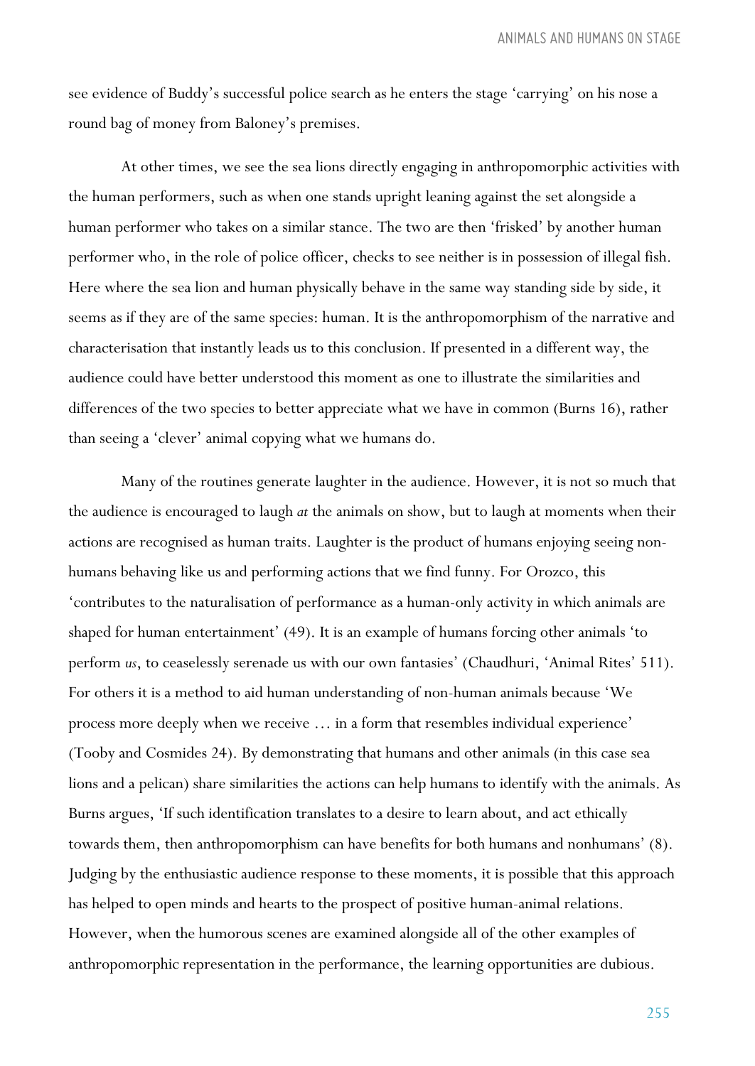see evidence of Buddy's successful police search as he enters the stage 'carrying' on his nose a round bag of money from Baloney's premises.

At other times, we see the sea lions directly engaging in anthropomorphic activities with the human performers, such as when one stands upright leaning against the set alongside a human performer who takes on a similar stance. The two are then 'frisked' by another human performer who, in the role of police officer, checks to see neither is in possession of illegal fish. Here where the sea lion and human physically behave in the same way standing side by side, it seems as if they are of the same species: human. It is the anthropomorphism of the narrative and characterisation that instantly leads us to this conclusion. If presented in a different way, the audience could have better understood this moment as one to illustrate the similarities and differences of the two species to better appreciate what we have in common (Burns 16), rather than seeing a 'clever' animal copying what we humans do.

Many of the routines generate laughter in the audience. However, it is not so much that the audience is encouraged to laugh *at* the animals on show, but to laugh at moments when their actions are recognised as human traits. Laughter is the product of humans enjoying seeing non-humans behaving like us and performing actions that we find funny. For Orozco, this 'contributes to the naturalisation of performance as a human-only activity in which animals are shaped for human entertainment' (49). It is an example of humans forcing other animals 'to perform *us*, to ceaselessly serenade us with our own fantasies' (Chaudhuri, 'Animal Rites' 511). For others it is a method to aid human understanding of non-human animals because 'We process more deeply when we receive … in a form that resembles individual experience' (Tooby and Cosmides 24). By demonstrating that humans and other animals (in this case sea lions and a pelican) share similarities the actions can help humans to identify with the animals. As Burns argues, 'If such identification translates to a desire to learn about, and act ethically towards them, then anthropomorphism can have benefits for both humans and nonhumans' (8). Judging by the enthusiastic audience response to these moments, it is possible that this approach has helped to open minds and hearts to the prospect of positive human-animal relations. However, when the humorous scenes are examined alongside all of the other examples of anthropomorphic representation in the performance, the learning opportunities are dubious.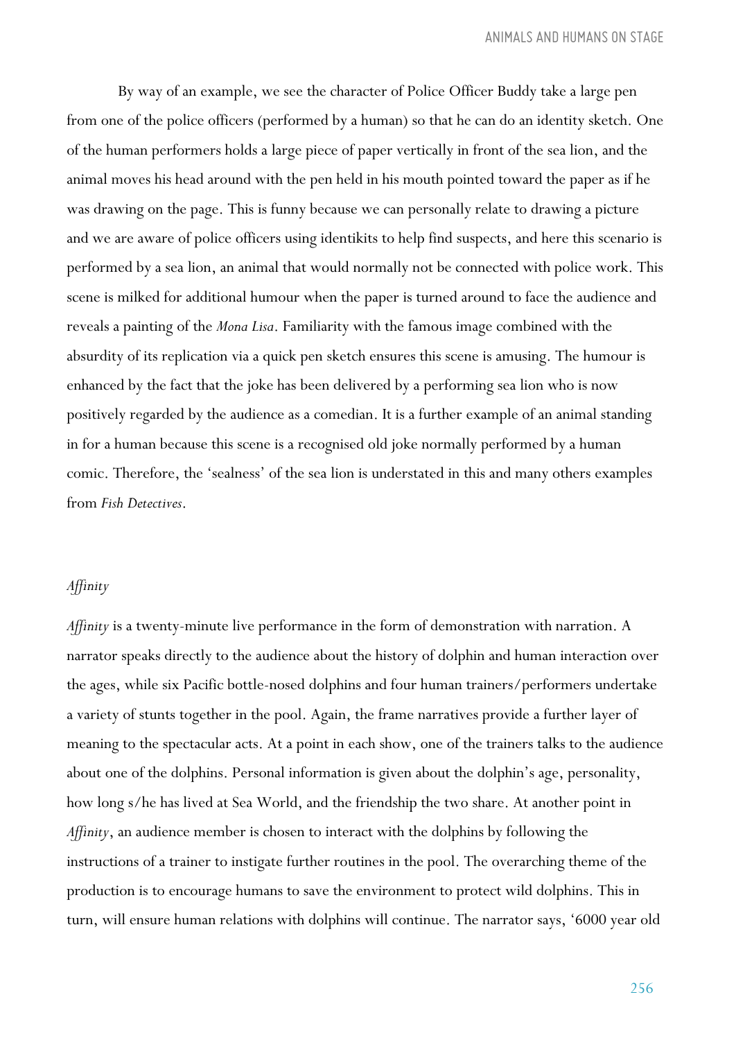By way of an example, we see the character of Police Officer Buddy take a large pen from one of the police officers (performed by a human) so that he can do an identity sketch. One of the human performers holds a large piece of paper vertically in front of the sea lion, and the animal moves his head around with the pen held in his mouth pointed toward the paper as if he was drawing on the page. This is funny because we can personally relate to drawing a picture and we are aware of police officers using identikits to help find suspects, and here this scenario is performed by a sea lion, an animal that would normally not be connected with police work. This scene is milked for additional humour when the paper is turned around to face the audience and reveals a painting of the *Mona Lisa*. Familiarity with the famous image combined with the absurdity of its replication via a quick pen sketch ensures this scene is amusing. The humour is enhanced by the fact that the joke has been delivered by a performing sea lion who is now positively regarded by the audience as a comedian. It is a further example of an animal standing in for a human because this scene is a recognised old joke normally performed by a human comic. Therefore, the 'sealness' of the sea lion is understated in this and many others examples from *Fish Detectives*.

### *Affinity*

*Affinity* is a twenty-minute live performance in the form of demonstration with narration. A narrator speaks directly to the audience about the history of dolphin and human interaction over the ages, while six Pacific bottle-nosed dolphins and four human trainers/performers undertake a variety of stunts together in the pool. Again, the frame narratives provide a further layer of meaning to the spectacular acts. At a point in each show, one of the trainers talks to the audience about one of the dolphins. Personal information is given about the dolphin's age, personality, how long s/he has lived at Sea World, and the friendship the two share. At another point in *Affinity*, an audience member is chosen to interact with the dolphins by following the instructions of a trainer to instigate further routines in the pool. The overarching theme of the production is to encourage humans to save the environment to protect wild dolphins. This in turn, will ensure human relations with dolphins will continue. The narrator says, '6000 year old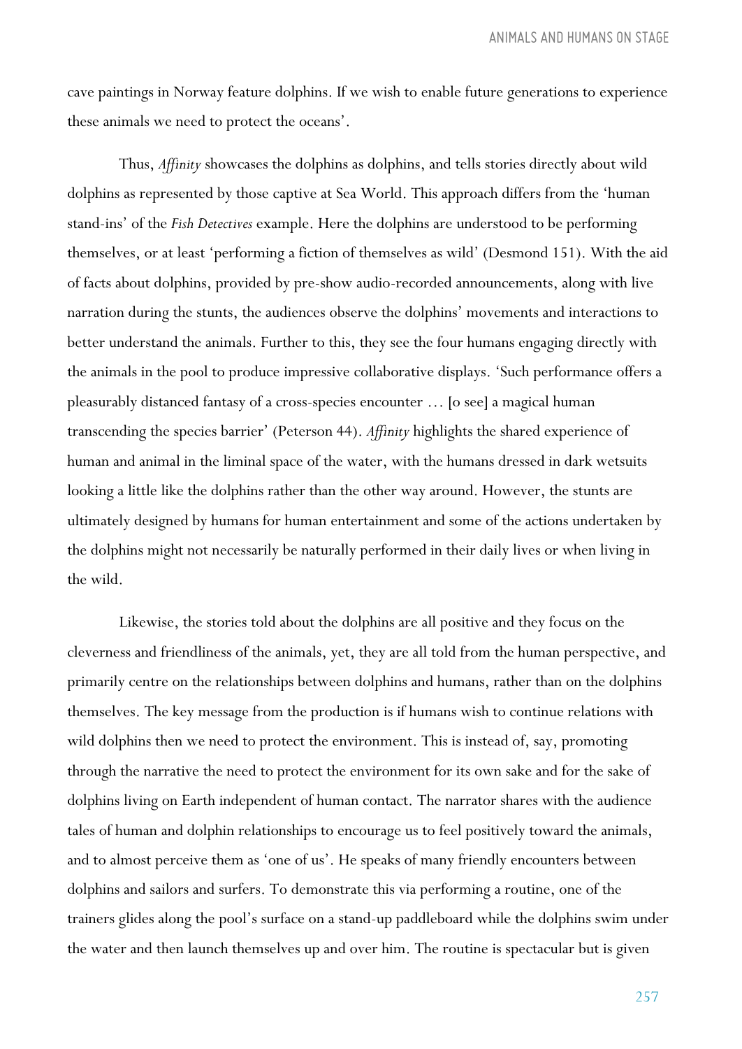cave paintings in Norway feature dolphins. If we wish to enable future generations to experience these animals we need to protect the oceans'.

Thus, *Affinity* showcases the dolphins as dolphins, and tells stories directly about wild dolphins as represented by those captive at Sea World. This approach differs from the 'human stand-ins' of the *Fish Detectives* example. Here the dolphins are understood to be performing themselves, or at least 'performing a fiction of themselves as wild' (Desmond 151). With the aid of facts about dolphins, provided by pre-show audio-recorded announcements, along with live narration during the stunts, the audiences observe the dolphins' movements and interactions to better understand the animals. Further to this, they see the four humans engaging directly with the animals in the pool to produce impressive collaborative displays. 'Such performance offers a pleasurably distanced fantasy of a cross-species encounter … [o see] a magical human transcending the species barrier' (Peterson 44). *Affinity* highlights the shared experience of human and animal in the liminal space of the water, with the humans dressed in dark wetsuits looking a little like the dolphins rather than the other way around. However, the stunts are ultimately designed by humans for human entertainment and some of the actions undertaken by the dolphins might not necessarily be naturally performed in their daily lives or when living in the wild.

Likewise, the stories told about the dolphins are all positive and they focus on the cleverness and friendliness of the animals, yet, they are all told from the human perspective, and primarily centre on the relationships between dolphins and humans, rather than on the dolphins themselves. The key message from the production is if humans wish to continue relations with wild dolphins then we need to protect the environment. This is instead of, say, promoting through the narrative the need to protect the environment for its own sake and for the sake of dolphins living on Earth independent of human contact. The narrator shares with the audience tales of human and dolphin relationships to encourage us to feel positively toward the animals, and to almost perceive them as 'one of us'. He speaks of many friendly encounters between dolphins and sailors and surfers. To demonstrate this via performing a routine, one of the trainers glides along the pool's surface on a stand-up paddleboard while the dolphins swim under the water and then launch themselves up and over him. The routine is spectacular but is given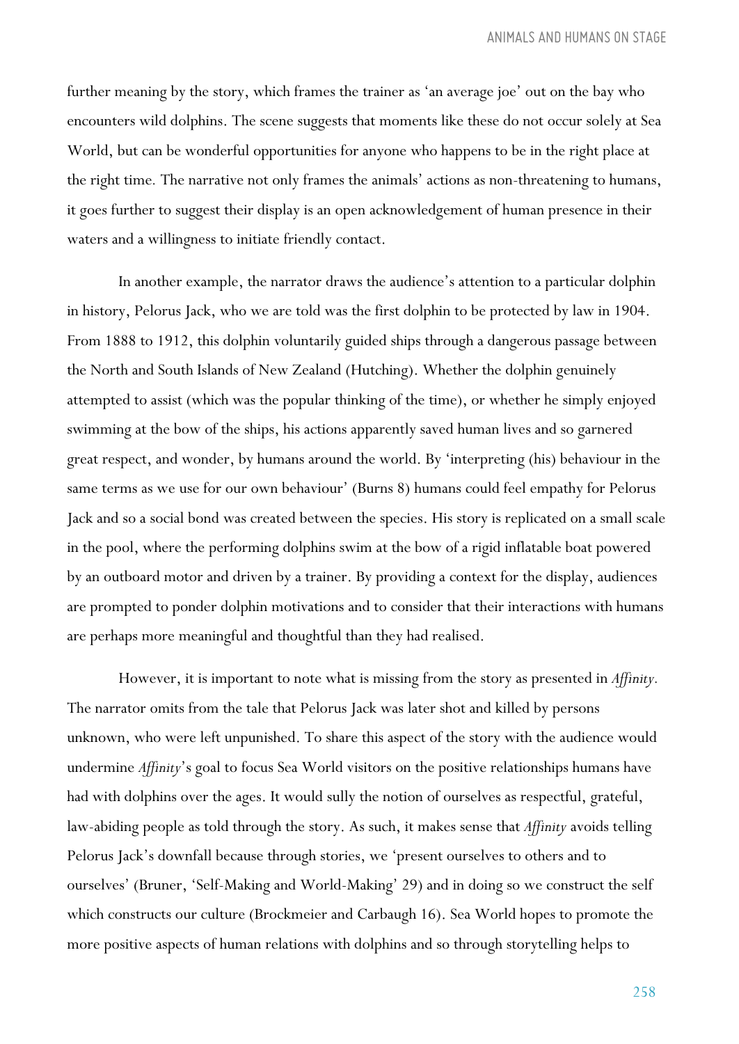further meaning by the story, which frames the trainer as 'an average joe' out on the bay who encounters wild dolphins. The scene suggests that moments like these do not occur solely at Sea World, but can be wonderful opportunities for anyone who happens to be in the right place at the right time. The narrative not only frames the animals' actions as non-threatening to humans, it goes further to suggest their display is an open acknowledgement of human presence in their waters and a willingness to initiate friendly contact.

In another example, the narrator draws the audience's attention to a particular dolphin in history, Pelorus Jack, who we are told was the first dolphin to be protected by law in 1904. From 1888 to 1912, this dolphin voluntarily guided ships through a dangerous passage between the North and South Islands of New Zealand (Hutching). Whether the dolphin genuinely attempted to assist (which was the popular thinking of the time), or whether he simply enjoyed swimming at the bow of the ships, his actions apparently saved human lives and so garnered great respect, and wonder, by humans around the world. By 'interpreting (his) behaviour in the same terms as we use for our own behaviour' (Burns 8) humans could feel empathy for Pelorus Jack and so a social bond was created between the species. His story is replicated on a small scale in the pool, where the performing dolphins swim at the bow of a rigid inflatable boat powered by an outboard motor and driven by a trainer. By providing a context for the display, audiences are prompted to ponder dolphin motivations and to consider that their interactions with humans are perhaps more meaningful and thoughtful than they had realised.

However, it is important to note what is missing from the story as presented in *Affinity*. The narrator omits from the tale that Pelorus Jack was later shot and killed by persons unknown, who were left unpunished. To share this aspect of the story with the audience would undermine *Affinity*'s goal to focus Sea World visitors on the positive relationships humans have had with dolphins over the ages. It would sully the notion of ourselves as respectful, grateful, law-abiding people as told through the story. As such, it makes sense that *Affinity* avoids telling Pelorus Jack's downfall because through stories, we 'present ourselves to others and to ourselves' (Bruner, 'Self-Making and World-Making' 29) and in doing so we construct the self which constructs our culture (Brockmeier and Carbaugh 16). Sea World hopes to promote the more positive aspects of human relations with dolphins and so through storytelling helps to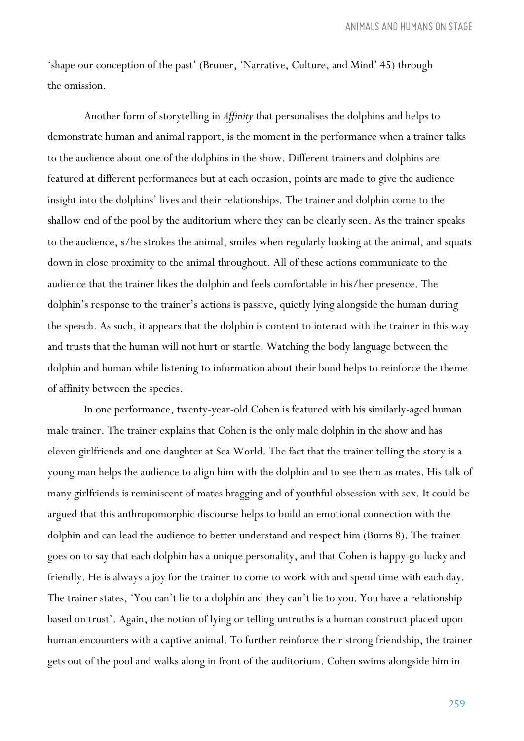'shape our conception of the past' (Bruner, 'Narrative, Culture, and Mind' 45) through the omission.

Another form of storytelling in *Affinity* that personalises the dolphins and helps to demonstrate human and animal rapport, is the moment in the performance when a trainer talks to the audience about one of the dolphins in the show. Different trainers and dolphins are featured at different performances but at each occasion, points are made to give the audience insight into the dolphins' lives and their relationships. The trainer and dolphin come to the shallow end of the pool by the auditorium where they can be clearly seen. As the trainer speaks to the audience, s/he strokes the animal, smiles when regularly looking at the animal, and squats down in close proximity to the animal throughout. All of these actions communicate to the audience that the trainer likes the dolphin and feels comfortable in his/her presence. The dolphin's response to the trainer's actions is passive, quietly lying alongside the human during the speech. As such, it appears that the dolphin is content to interact with the trainer in this way and trusts that the human will not hurt or startle. Watching the body language between the dolphin and human while listening to information about their bond helps to reinforce the theme of affinity between the species.

In one performance, twenty-year-old Cohen is featured with his similarly-aged human male trainer. The trainer explains that Cohen is the only male dolphin in the show and has eleven girlfriends and one daughter at Sea World. The fact that the trainer telling the story is a young man helps the audience to align him with the dolphin and to see them as mates. His talk of many girlfriends is reminiscent of mates bragging and of youthful obsession with sex. It could be argued that this anthropomorphic discourse helps to build an emotional connection with the dolphin and can lead the audience to better understand and respect him (Burns 8). The trainer goes on to say that each dolphin has a unique personality, and that Cohen is happy-go-lucky and friendly. He is always a joy for the trainer to come to work with and spend time with each day. The trainer states, 'You can't lie to a dolphin and they can't lie to you. You have a relationship based on trust'. Again, the notion of lying or telling untruths is a human construct placed upon human encounters with a captive animal. To further reinforce their strong friendship, the trainer gets out of the pool and walks along in front of the auditorium. Cohen swims alongside him in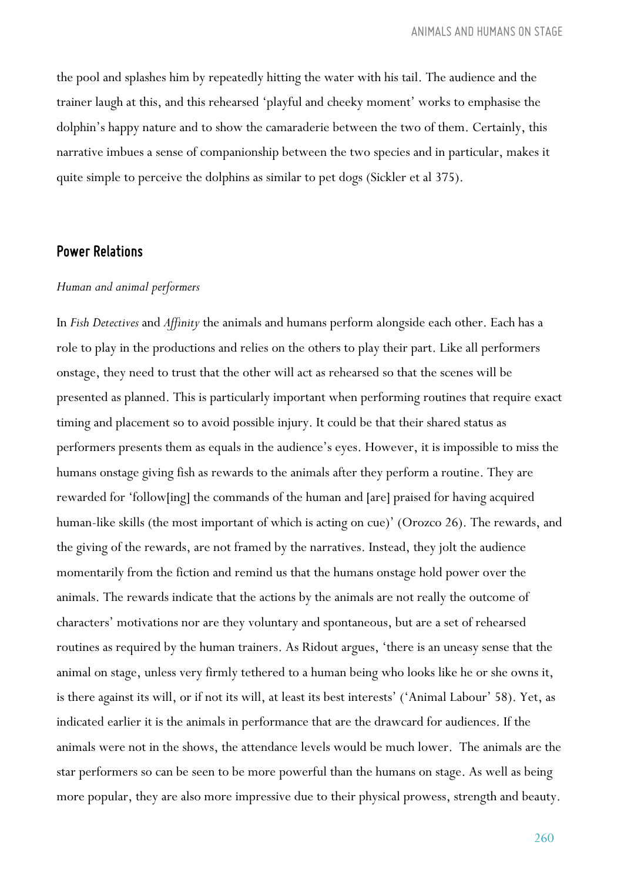the pool and splashes him by repeatedly hitting the water with his tail. The audience and the trainer laugh at this, and this rehearsed 'playful and cheeky moment' works to emphasise the dolphin's happy nature and to show the camaraderie between the two of them. Certainly, this narrative imbues a sense of companionship between the two species and in particular, makes it quite simple to perceive the dolphins as similar to pet dogs (Sickler et al 375).

## Power Relations

*Human and animal performers*

In *Fish Detectives* and *Affinity* the animals and humans perform alongside each other. Each has a role to play in the productions and relies on the others to play their part. Like all performers onstage, they need to trust that the other will act as rehearsed so that the scenes will be presented as planned. This is particularly important when performing routines that require exact timing and placement so to avoid possible injury. It could be that their shared status as performers presents them as equals in the audience's eyes. However, it is impossible to miss the humans onstage giving fish as rewards to the animals after they perform a routine. They are rewarded for 'follow[ing] the commands of the human and [are] praised for having acquired human-like skills (the most important of which is acting on cue)' (Orozco 26). The rewards, and the giving of the rewards, are not framed by the narratives. Instead, they jolt the audience momentarily from the fiction and remind us that the humans onstage hold power over the animals. The rewards indicate that the actions by the animals are not really the outcome of characters' motivations nor are they voluntary and spontaneous, but are a set of rehearsed routines as required by the human trainers. As Ridout argues, 'there is an uneasy sense that the animal on stage, unless very firmly tethered to a human being who looks like he or she owns it, is there against its will, or if not its will, at least its best interests' ('Animal Labour' 58). Yet, as indicated earlier it is the animals in performance that are the drawcard for audiences. If the animals were not in the shows, the attendance levels would be much lower. The animals are the star performers so can be seen to be more powerful than the humans on stage. As well as being more popular, they are also more impressive due to their physical prowess, strength and beauty.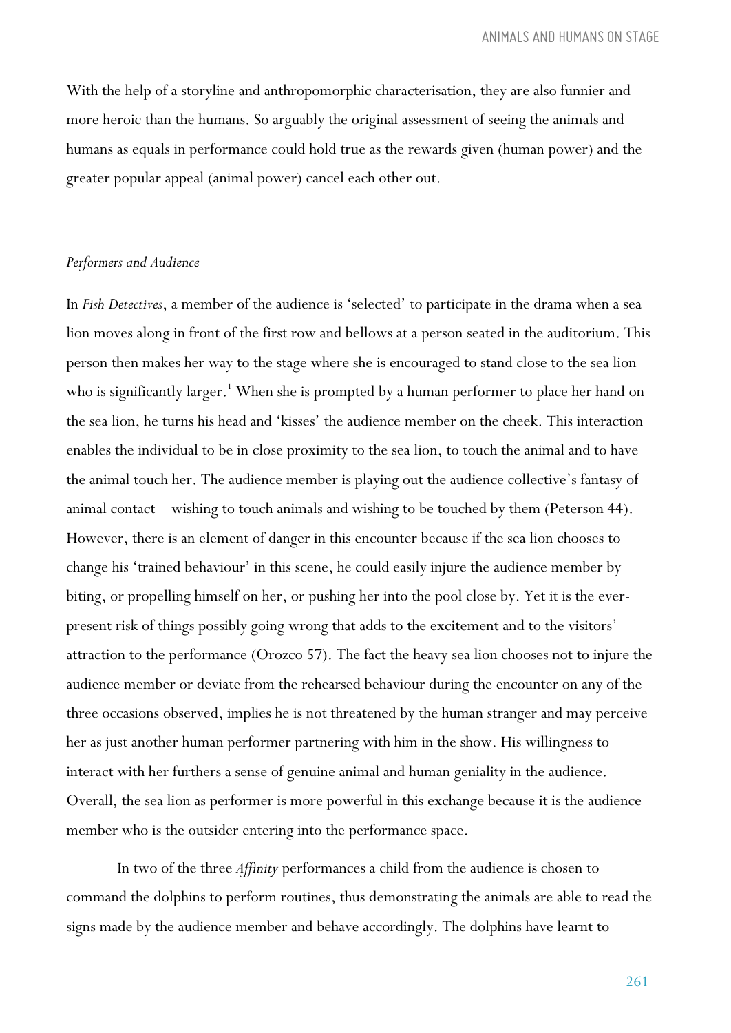With the help of a storyline and anthropomorphic characterisation, they are also funnier and more heroic than the humans. So arguably the original assessment of seeing the animals and humans as equals in performance could hold true as the rewards given (human power) and the greater popular appeal (animal power) cancel each other out.

*Performers and Audience*

In *Fish Detectives*, a member of the audience is 'selected' to participate in the drama when a sea lion moves along in front of the first row and bellows at a person seated in the auditorium. This person then makes her way to the stage where she is encouraged to stand close to the sea lion who is significantly larger.[1] When she is prompted by a human performer to place her hand on the sea lion, he turns his head and 'kisses' the audience member on the cheek. This interaction enables the individual to be in close proximity to the sea lion, to touch the animal and to have the animal touch her. The audience member is playing out the audience collective's fantasy of animal contact – wishing to touch animals and wishing to be touched by them (Peterson 44). However, there is an element of danger in this encounter because if the sea lion chooses to change his 'trained behaviour' in this scene, he could easily injure the audience member by biting, or propelling himself on her, or pushing her into the pool close by. Yet it is the ever-present risk of things possibly going wrong that adds to the excitement and to the visitors' attraction to the performance (Orozco 57). The fact the heavy sea lion chooses not to injure the audience member or deviate from the rehearsed behaviour during the encounter on any of the three occasions observed, implies he is not threatened by the human stranger and may perceive her as just another human performer partnering with him in the show. His willingness to interact with her furthers a sense of genuine animal and human geniality in the audience. Overall, the sea lion as performer is more powerful in this exchange because it is the audience member who is the outsider entering into the performance space.

In two of the three *Affinity* performances a child from the audience is chosen to command the dolphins to perform routines, thus demonstrating the animals are able to read the signs made by the audience member and behave accordingly. The dolphins have learnt to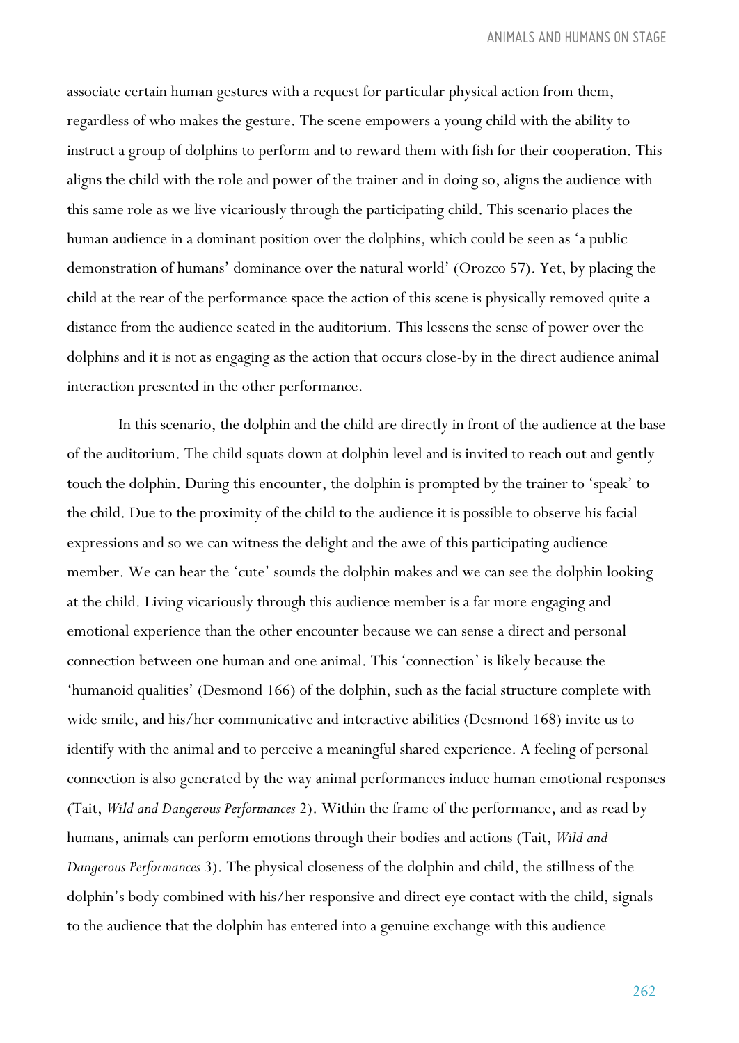associate certain human gestures with a request for particular physical action from them, regardless of who makes the gesture. The scene empowers a young child with the ability to instruct a group of dolphins to perform and to reward them with fish for their cooperation. This aligns the child with the role and power of the trainer and in doing so, aligns the audience with this same role as we live vicariously through the participating child. This scenario places the human audience in a dominant position over the dolphins, which could be seen as 'a public demonstration of humans' dominance over the natural world' (Orozco 57). Yet, by placing the child at the rear of the performance space the action of this scene is physically removed quite a distance from the audience seated in the auditorium. This lessens the sense of power over the dolphins and it is not as engaging as the action that occurs close-by in the direct audience animal interaction presented in the other performance.

In this scenario, the dolphin and the child are directly in front of the audience at the base of the auditorium. The child squats down at dolphin level and is invited to reach out and gently touch the dolphin. During this encounter, the dolphin is prompted by the trainer to 'speak' to the child. Due to the proximity of the child to the audience it is possible to observe his facial expressions and so we can witness the delight and the awe of this participating audience member. We can hear the 'cute' sounds the dolphin makes and we can see the dolphin looking at the child. Living vicariously through this audience member is a far more engaging and emotional experience than the other encounter because we can sense a direct and personal connection between one human and one animal. This 'connection' is likely because the 'humanoid qualities' (Desmond 166) of the dolphin, such as the facial structure complete with wide smile, and his/her communicative and interactive abilities (Desmond 168) invite us to identify with the animal and to perceive a meaningful shared experience. A feeling of personal connection is also generated by the way animal performances induce human emotional responses (Tait, *Wild and Dangerous Performances* 2). Within the frame of the performance, and as read by humans, animals can perform emotions through their bodies and actions (Tait, *Wild and Dangerous Performances* 3). The physical closeness of the dolphin and child, the stillness of the dolphin's body combined with his/her responsive and direct eye contact with the child, signals to the audience that the dolphin has entered into a genuine exchange with this audience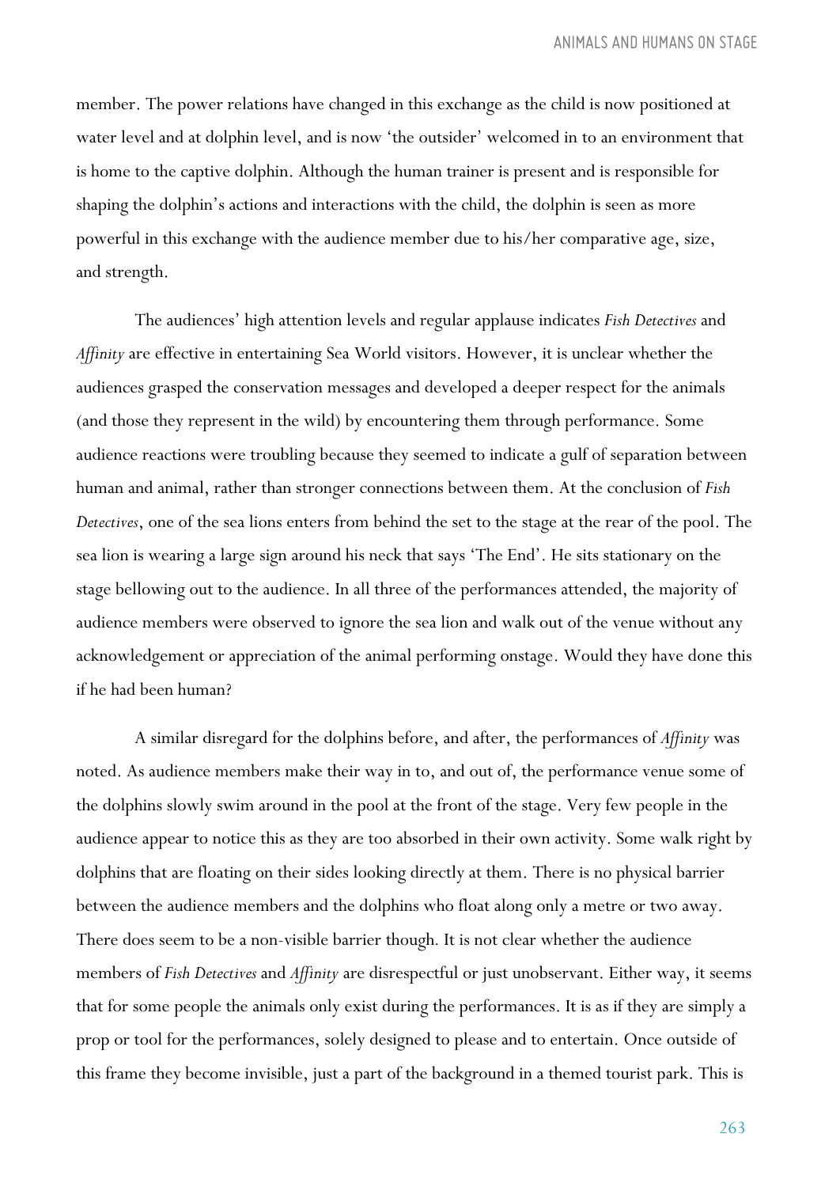member. The power relations have changed in this exchange as the child is now positioned at water level and at dolphin level, and is now 'the outsider' welcomed in to an environment that is home to the captive dolphin. Although the human trainer is present and is responsible for shaping the dolphin's actions and interactions with the child, the dolphin is seen as more powerful in this exchange with the audience member due to his/her comparative age, size, and strength.

The audiences' high attention levels and regular applause indicates *Fish Detectives* and *Affinity* are effective in entertaining Sea World visitors. However, it is unclear whether the audiences grasped the conservation messages and developed a deeper respect for the animals (and those they represent in the wild) by encountering them through performance. Some audience reactions were troubling because they seemed to indicate a gulf of separation between human and animal, rather than stronger connections between them. At the conclusion of *Fish Detectives*, one of the sea lions enters from behind the set to the stage at the rear of the pool. The sea lion is wearing a large sign around his neck that says 'The End'. He sits stationary on the stage bellowing out to the audience. In all three of the performances attended, the majority of audience members were observed to ignore the sea lion and walk out of the venue without any acknowledgement or appreciation of the animal performing onstage. Would they have done this if he had been human?

A similar disregard for the dolphins before, and after, the performances of *Affinity* was noted. As audience members make their way in to, and out of, the performance venue some of the dolphins slowly swim around in the pool at the front of the stage. Very few people in the audience appear to notice this as they are too absorbed in their own activity. Some walk right by dolphins that are floating on their sides looking directly at them. There is no physical barrier between the audience members and the dolphins who float along only a metre or two away. There does seem to be a non-visible barrier though. It is not clear whether the audience members of *Fish Detectives* and *Affinity* are disrespectful or just unobservant. Either way, it seems that for some people the animals only exist during the performances. It is as if they are simply a prop or tool for the performances, solely designed to please and to entertain. Once outside of this frame they become invisible, just a part of the background in a themed tourist park. This is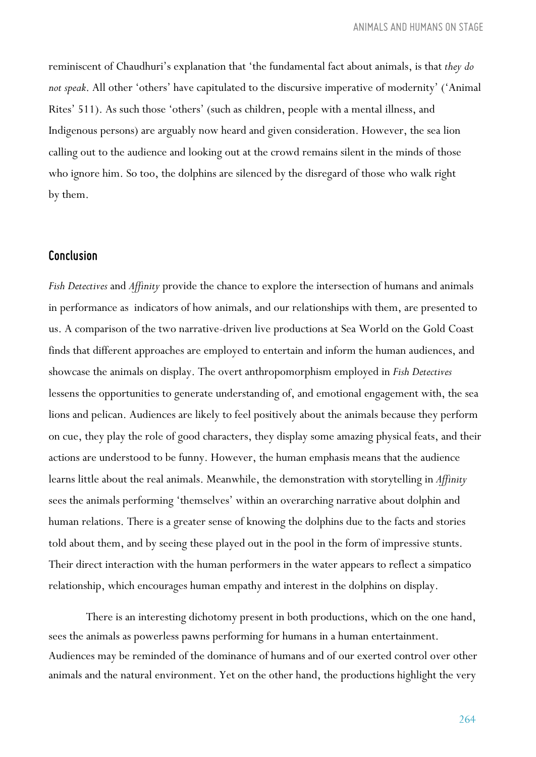reminiscent of Chaudhuri's explanation that 'the fundamental fact about animals, is that *they do not speak*. All other 'others' have capitulated to the discursive imperative of modernity' ('Animal Rites' 511). As such those 'others' (such as children, people with a mental illness, and Indigenous persons) are arguably now heard and given consideration. However, the sea lion calling out to the audience and looking out at the crowd remains silent in the minds of those who ignore him. So too, the dolphins are silenced by the disregard of those who walk right by them.

## Conclusion

*Fish Detectives* and *Affinity* provide the chance to explore the intersection of humans and animals in performance as indicators of how animals, and our relationships with them, are presented to us. A comparison of the two narrative-driven live productions at Sea World on the Gold Coast finds that different approaches are employed to entertain and inform the human audiences, and showcase the animals on display. The overt anthropomorphism employed in *Fish Detectives* lessens the opportunities to generate understanding of, and emotional engagement with, the sea lions and pelican. Audiences are likely to feel positively about the animals because they perform on cue, they play the role of good characters, they display some amazing physical feats, and their actions are understood to be funny. However, the human emphasis means that the audience learns little about the real animals. Meanwhile, the demonstration with storytelling in *Affinity* sees the animals performing 'themselves' within an overarching narrative about dolphin and human relations. There is a greater sense of knowing the dolphins due to the facts and stories told about them, and by seeing these played out in the pool in the form of impressive stunts. Their direct interaction with the human performers in the water appears to reflect a simpatico relationship, which encourages human empathy and interest in the dolphins on display.

There is an interesting dichotomy present in both productions, which on the one hand, sees the animals as powerless pawns performing for humans in a human entertainment. Audiences may be reminded of the dominance of humans and of our exerted control over other animals and the natural environment. Yet on the other hand, the productions highlight the very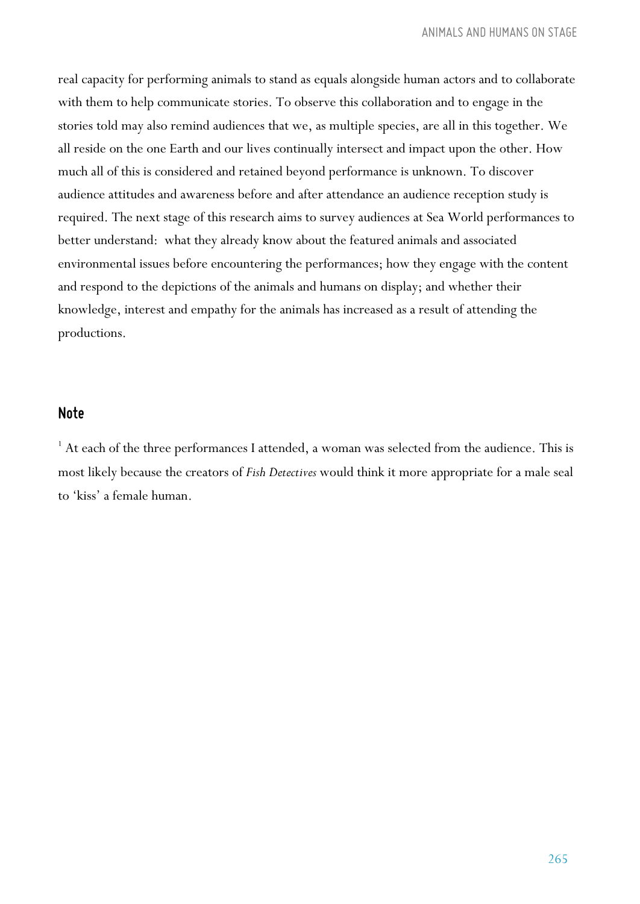real capacity for performing animals to stand as equals alongside human actors and to collaborate with them to help communicate stories. To observe this collaboration and to engage in the stories told may also remind audiences that we, as multiple species, are all in this together. We all reside on the one Earth and our lives continually intersect and impact upon the other. How much all of this is considered and retained beyond performance is unknown. To discover audience attitudes and awareness before and after attendance an audience reception study is required. The next stage of this research aims to survey audiences at Sea World performances to better understand: what they already know about the featured animals and associated environmental issues before encountering the performances; how they engage with the content and respond to the depictions of the animals and humans on display; and whether their knowledge, interest and empathy for the animals has increased as a result of attending the productions.

## Note

[1] At each of the three performances I attended, a woman was selected from the audience. This is most likely because the creators of *Fish Detectives* would think it more appropriate for a male seal to 'kiss' a female human.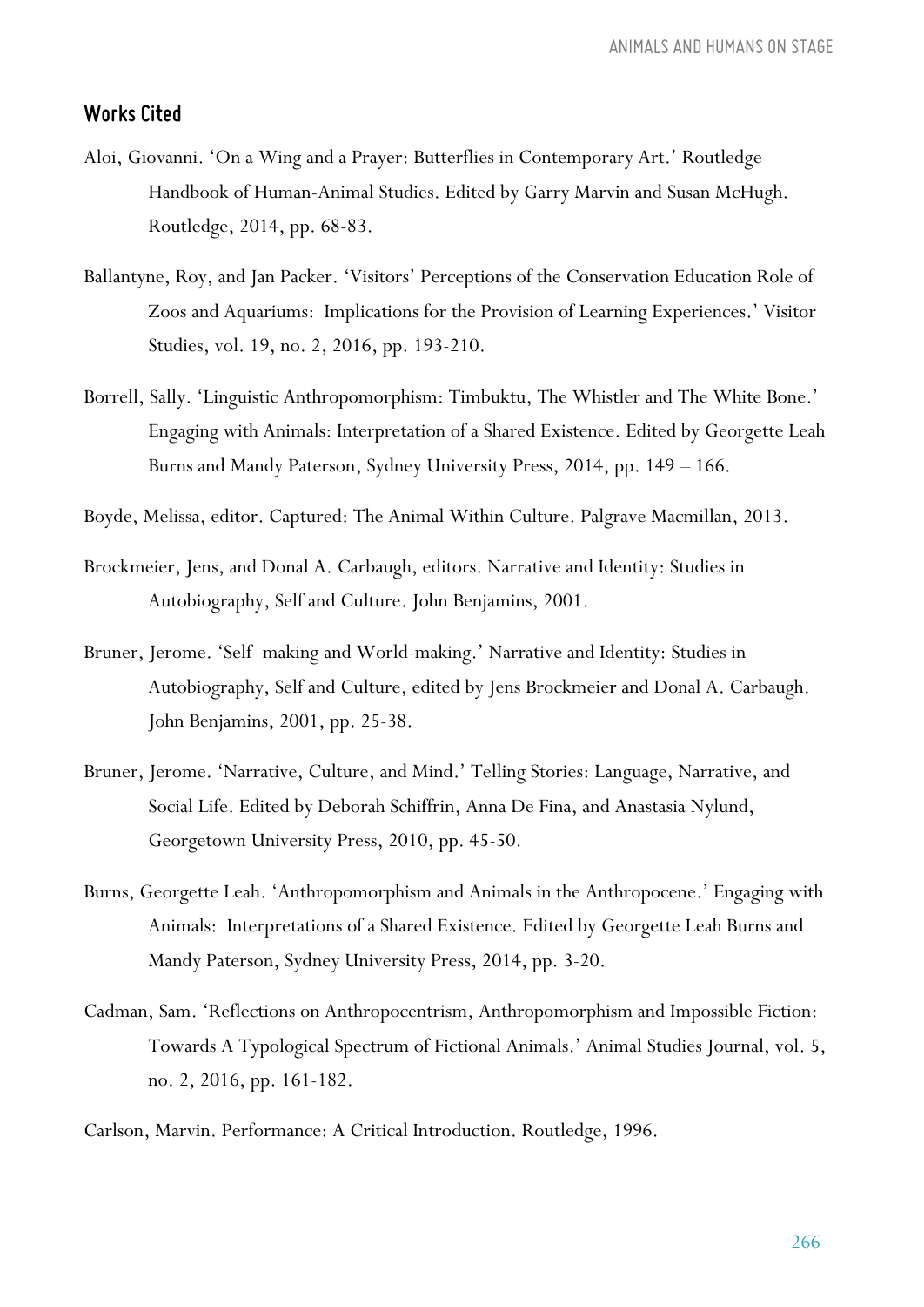## Works Cited

Aloi, Giovanni. 'On a Wing and a Prayer: Butterflies in Contemporary Art.' Routledge Handbook of Human-Animal Studies. Edited by Garry Marvin and Susan McHugh. Routledge, 2014, pp. 68-83.

Ballantyne, Roy, and Jan Packer. 'Visitors' Perceptions of the Conservation Education Role of Zoos and Aquariums: Implications for the Provision of Learning Experiences.' Visitor Studies, vol. 19, no. 2, 2016, pp. 193-210.

Borrell, Sally. 'Linguistic Anthropomorphism: Timbuktu, The Whistler and The White Bone.' Engaging with Animals: Interpretation of a Shared Existence. Edited by Georgette Leah Burns and Mandy Paterson, Sydney University Press, 2014, pp. 149 – 166.

Boyde, Melissa, editor. Captured: The Animal Within Culture. Palgrave Macmillan, 2013.

Brockmeier, Jens, and Donal A. Carbaugh, editors. Narrative and Identity: Studies in Autobiography, Self and Culture. John Benjamins, 2001.

Bruner, Jerome. 'Self–making and World-making.' Narrative and Identity: Studies in Autobiography, Self and Culture, edited by Jens Brockmeier and Donal A. Carbaugh. John Benjamins, 2001, pp. 25-38.

Bruner, Jerome. 'Narrative, Culture, and Mind.' Telling Stories: Language, Narrative, and Social Life. Edited by Deborah Schiffrin, Anna De Fina, and Anastasia Nylund, Georgetown University Press, 2010, pp. 45-50.

Burns, Georgette Leah. 'Anthropomorphism and Animals in the Anthropocene.' Engaging with Animals: Interpretations of a Shared Existence. Edited by Georgette Leah Burns and Mandy Paterson, Sydney University Press, 2014, pp. 3-20.

Cadman, Sam. 'Reflections on Anthropocentrism, Anthropomorphism and Impossible Fiction: Towards A Typological Spectrum of Fictional Animals.' Animal Studies Journal, vol. 5, no. 2, 2016, pp. 161-182.

Carlson, Marvin. Performance: A Critical Introduction. Routledge, 1996.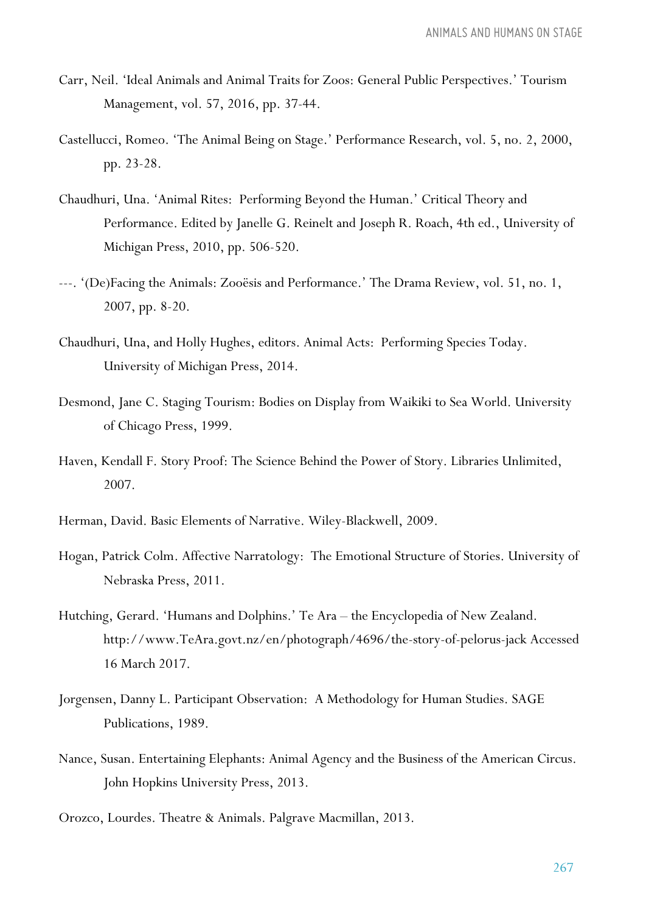Carr, Neil. 'Ideal Animals and Animal Traits for Zoos: General Public Perspectives.' Tourism Management, vol. 57, 2016, pp. 37-44.

Castellucci, Romeo. 'The Animal Being on Stage.' Performance Research, vol. 5, no. 2, 2000, pp. 23-28.

Chaudhuri, Una. 'Animal Rites: Performing Beyond the Human.' Critical Theory and Performance. Edited by Janelle G. Reinelt and Joseph R. Roach, 4th ed., University of Michigan Press, 2010, pp. 506-520.

---. '(De)Facing the Animals: Zooësis and Performance.' The Drama Review, vol. 51, no. 1, 2007, pp. 8-20.

Chaudhuri, Una, and Holly Hughes, editors. Animal Acts: Performing Species Today. University of Michigan Press, 2014.

Desmond, Jane C. Staging Tourism: Bodies on Display from Waikiki to Sea World. University of Chicago Press, 1999.

Haven, Kendall F. Story Proof: The Science Behind the Power of Story. Libraries Unlimited, 2007.

Herman, David. Basic Elements of Narrative. Wiley-Blackwell, 2009.

Hogan, Patrick Colm. Affective Narratology: The Emotional Structure of Stories. University of Nebraska Press, 2011.

Hutching, Gerard. 'Humans and Dolphins.' Te Ara – the Encyclopedia of New Zealand. http://www.TeAra.govt.nz/en/photograph/4696/the-story-of-pelorus-jack Accessed 16 March 2017.

Jorgensen, Danny L. Participant Observation: A Methodology for Human Studies. SAGE Publications, 1989.

Nance, Susan. Entertaining Elephants: Animal Agency and the Business of the American Circus. John Hopkins University Press, 2013.

Orozco, Lourdes. Theatre & Animals. Palgrave Macmillan, 2013.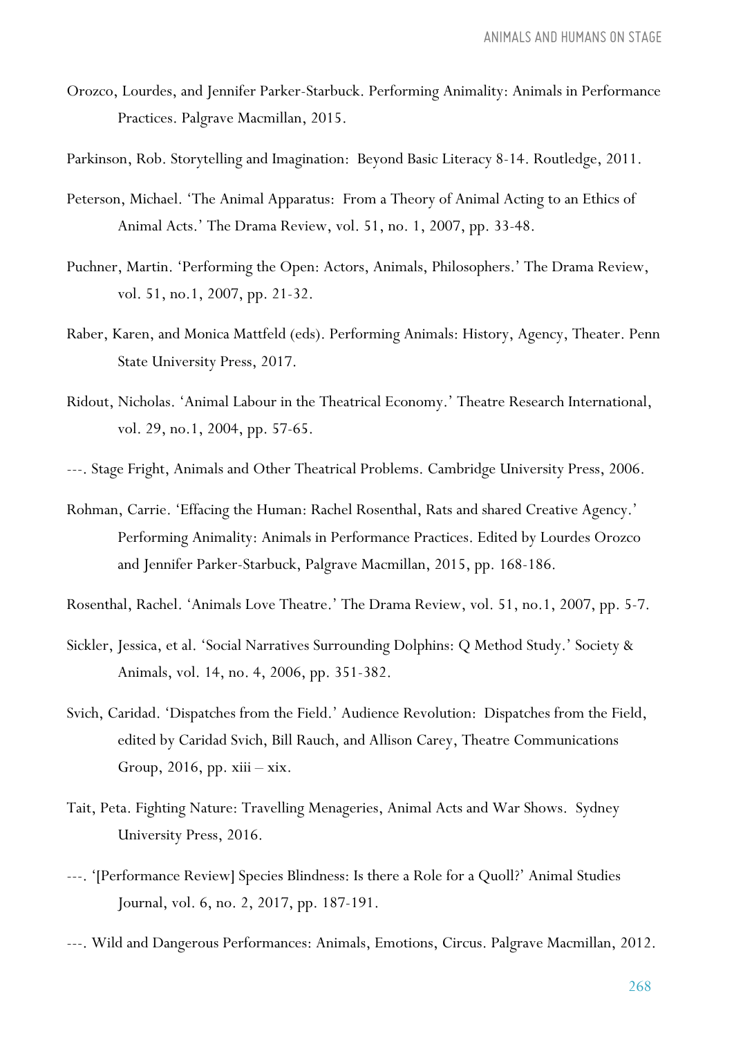Orozco, Lourdes, and Jennifer Parker-Starbuck. Performing Animality: Animals in Performance Practices. Palgrave Macmillan, 2015.

Parkinson, Rob. Storytelling and Imagination: Beyond Basic Literacy 8-14. Routledge, 2011.

Peterson, Michael. 'The Animal Apparatus: From a Theory of Animal Acting to an Ethics of Animal Acts.' The Drama Review, vol. 51, no. 1, 2007, pp. 33-48.

Puchner, Martin. 'Performing the Open: Actors, Animals, Philosophers.' The Drama Review, vol. 51, no.1, 2007, pp. 21-32.

Raber, Karen, and Monica Mattfeld (eds). Performing Animals: History, Agency, Theater. Penn State University Press, 2017.

Ridout, Nicholas. 'Animal Labour in the Theatrical Economy.' Theatre Research International, vol. 29, no.1, 2004, pp. 57-65.

---. Stage Fright, Animals and Other Theatrical Problems. Cambridge University Press, 2006.

Rohman, Carrie. 'Effacing the Human: Rachel Rosenthal, Rats and shared Creative Agency.' Performing Animality: Animals in Performance Practices. Edited by Lourdes Orozco and Jennifer Parker-Starbuck, Palgrave Macmillan, 2015, pp. 168-186.

Rosenthal, Rachel. 'Animals Love Theatre.' The Drama Review, vol. 51, no.1, 2007, pp. 5-7.

Sickler, Jessica, et al. 'Social Narratives Surrounding Dolphins: Q Method Study.' Society & Animals, vol. 14, no. 4, 2006, pp. 351-382.

Svich, Caridad. 'Dispatches from the Field.' Audience Revolution: Dispatches from the Field, edited by Caridad Svich, Bill Rauch, and Allison Carey, Theatre Communications Group, 2016, pp. xiii – xix.

Tait, Peta. Fighting Nature: Travelling Menageries, Animal Acts and War Shows. Sydney University Press, 2016.

---. '[Performance Review] Species Blindness: Is there a Role for a Quoll?' Animal Studies Journal, vol. 6, no. 2, 2017, pp. 187-191.

---. Wild and Dangerous Performances: Animals, Emotions, Circus. Palgrave Macmillan, 2012.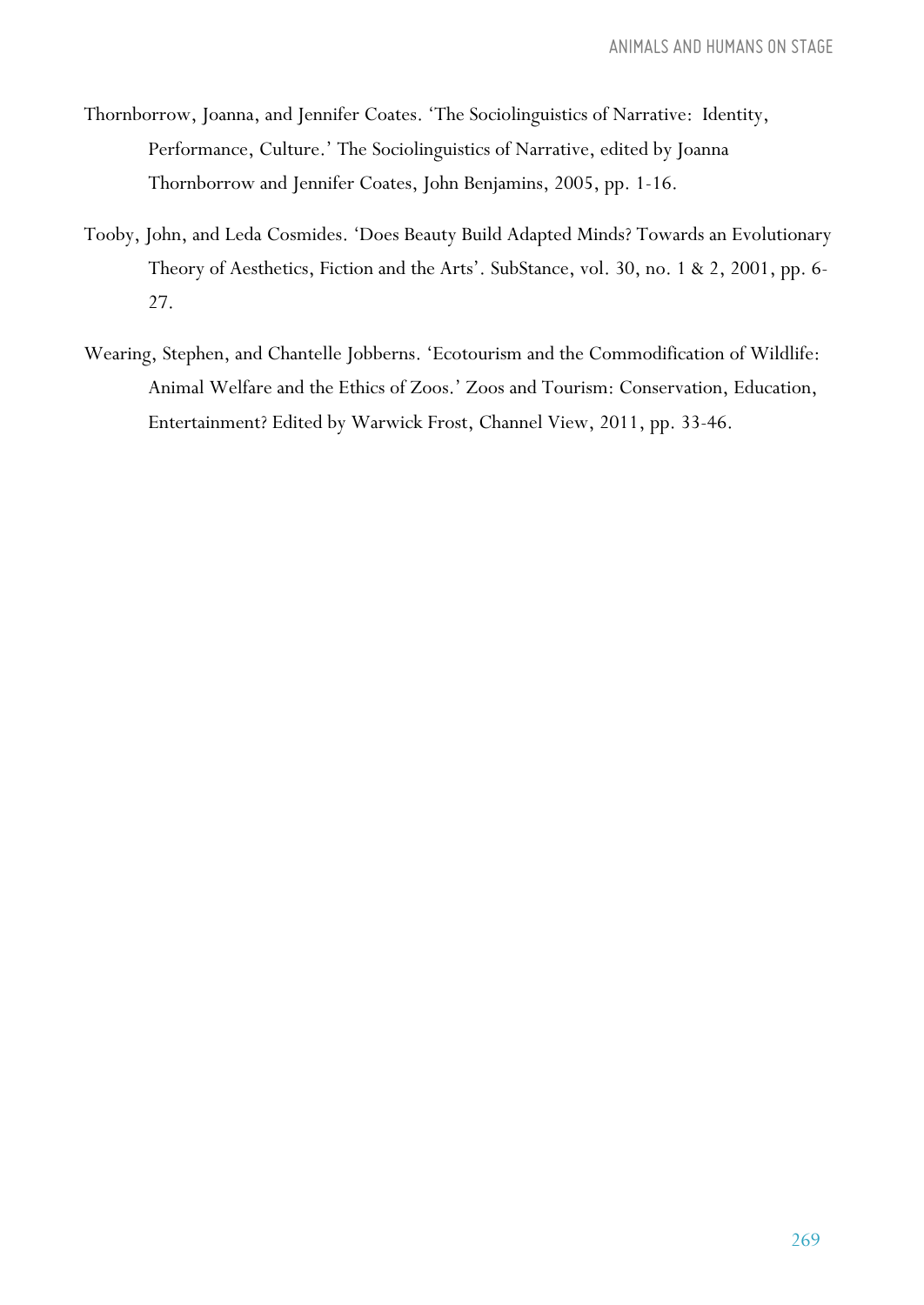Thornborrow, Joanna, and Jennifer Coates. 'The Sociolinguistics of Narrative: Identity, Performance, Culture.' The Sociolinguistics of Narrative, edited by Joanna Thornborrow and Jennifer Coates, John Benjamins, 2005, pp. 1-16.

Tooby, John, and Leda Cosmides. 'Does Beauty Build Adapted Minds? Towards an Evolutionary Theory of Aesthetics, Fiction and the Arts'. SubStance, vol. 30, no. 1 & 2, 2001, pp. 6-27.

Wearing, Stephen, and Chantelle Jobberns. 'Ecotourism and the Commodification of Wildlife: Animal Welfare and the Ethics of Zoos.' Zoos and Tourism: Conservation, Education, Entertainment? Edited by Warwick Frost, Channel View, 2011, pp. 33-46.